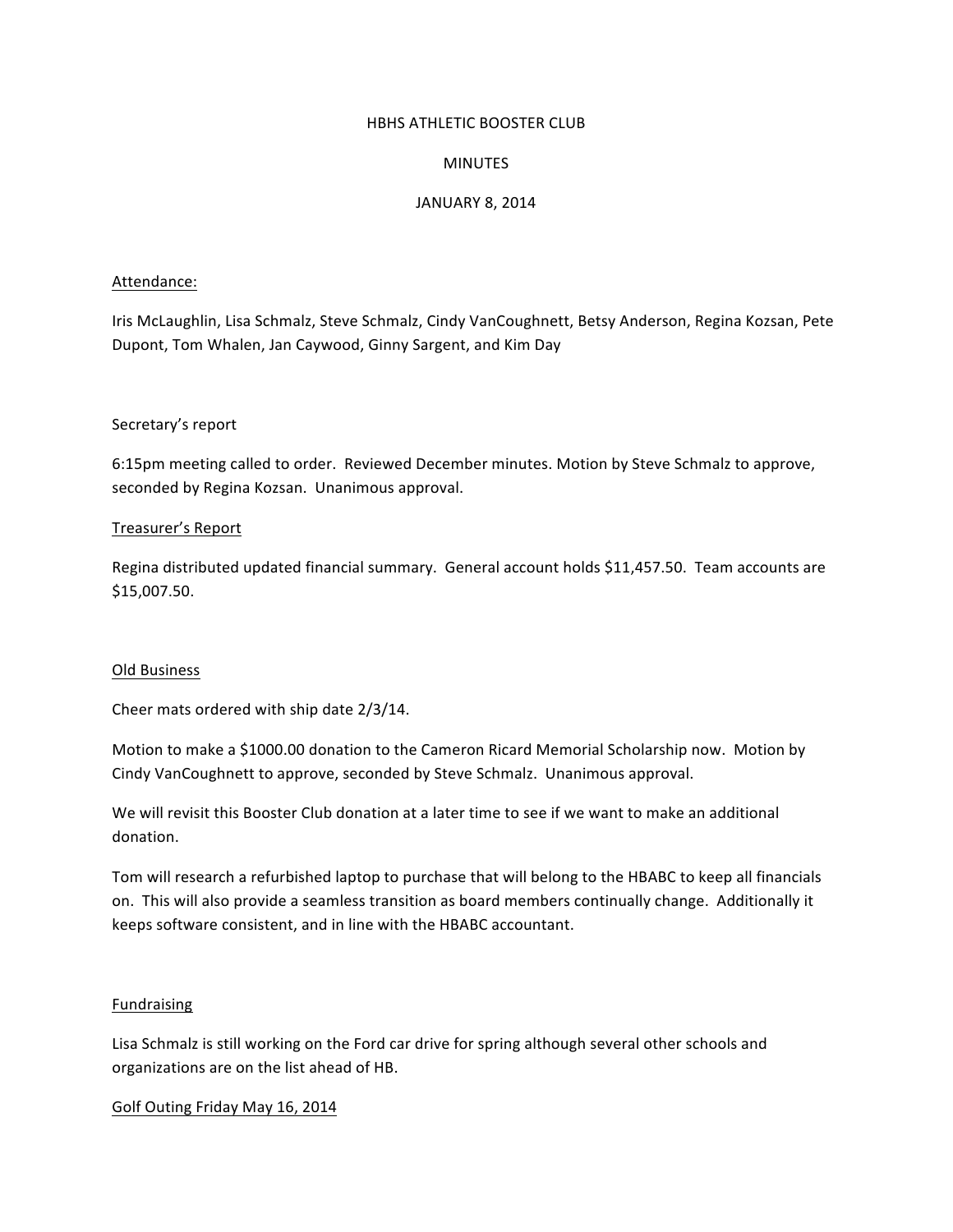# HBHS ATHLETIC BOOSTER CLUB

## MINUTES

## JANUARY 8, 2014

### Attendance:

Iris McLaughlin, Lisa Schmalz, Steve Schmalz, Cindy VanCoughnett, Betsy Anderson, Regina Kozsan, Pete Dupont, Tom Whalen, Jan Caywood, Ginny Sargent, and Kim Day

### Secretary's report

6:15pm meeting called to order. Reviewed December minutes. Motion by Steve Schmalz to approve, seconded by Regina Kozsan. Unanimous approval.

### Treasurer's Report

Regina distributed updated financial summary. General account holds $11,457.50. Team accounts are $15,007.50.

### Old Business

Cheer mats ordered with ship date 2/3/14.

Motion to make a $1000.00 donation to the Cameron Ricard Memorial Scholarship now. Motion by Cindy VanCoughnett to approve, seconded by Steve Schmalz. Unanimous approval.

We will revisit this Booster Club donation at a later time to see if we want to make an additional donation.

Tom will research a refurbished laptop to purchase that will belong to the HBABC to keep all financials on. This will also provide a seamless transition as board members continually change. Additionally it keeps software consistent, and in line with the HBABC accountant.

### Fundraising

Lisa Schmalz is still working on the Ford car drive for spring although several other schools and organizations are on the list ahead of HB.

### Golf Outing Friday May 16, 2014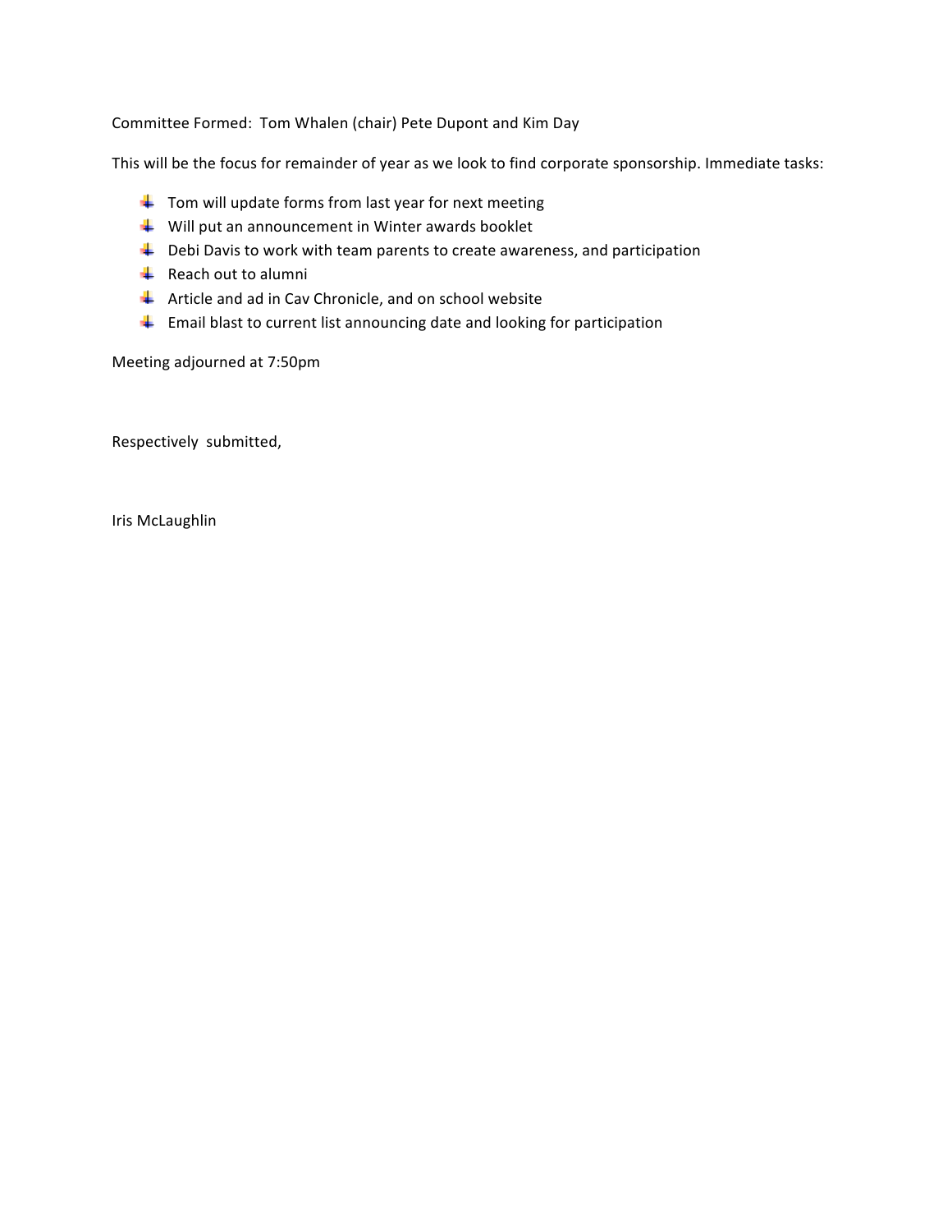Committee Formed: Tom Whalen (chair) Pete Dupont and Kim Day

This will be the focus for remainder of year as we look to find corporate sponsorship. Immediate tasks:

- Tom will update forms from last year for next meeting
- Will put an announcement in Winter awards booklet
- Debi Davis to work with team parents to create awareness, and participation
- Reach out to alumni
- Article and ad in Cav Chronicle, and on school website
- Email blast to current list announcing date and looking for participation

Meeting adjourned at 7:50pm

Respectively submitted,

Iris McLaughlin